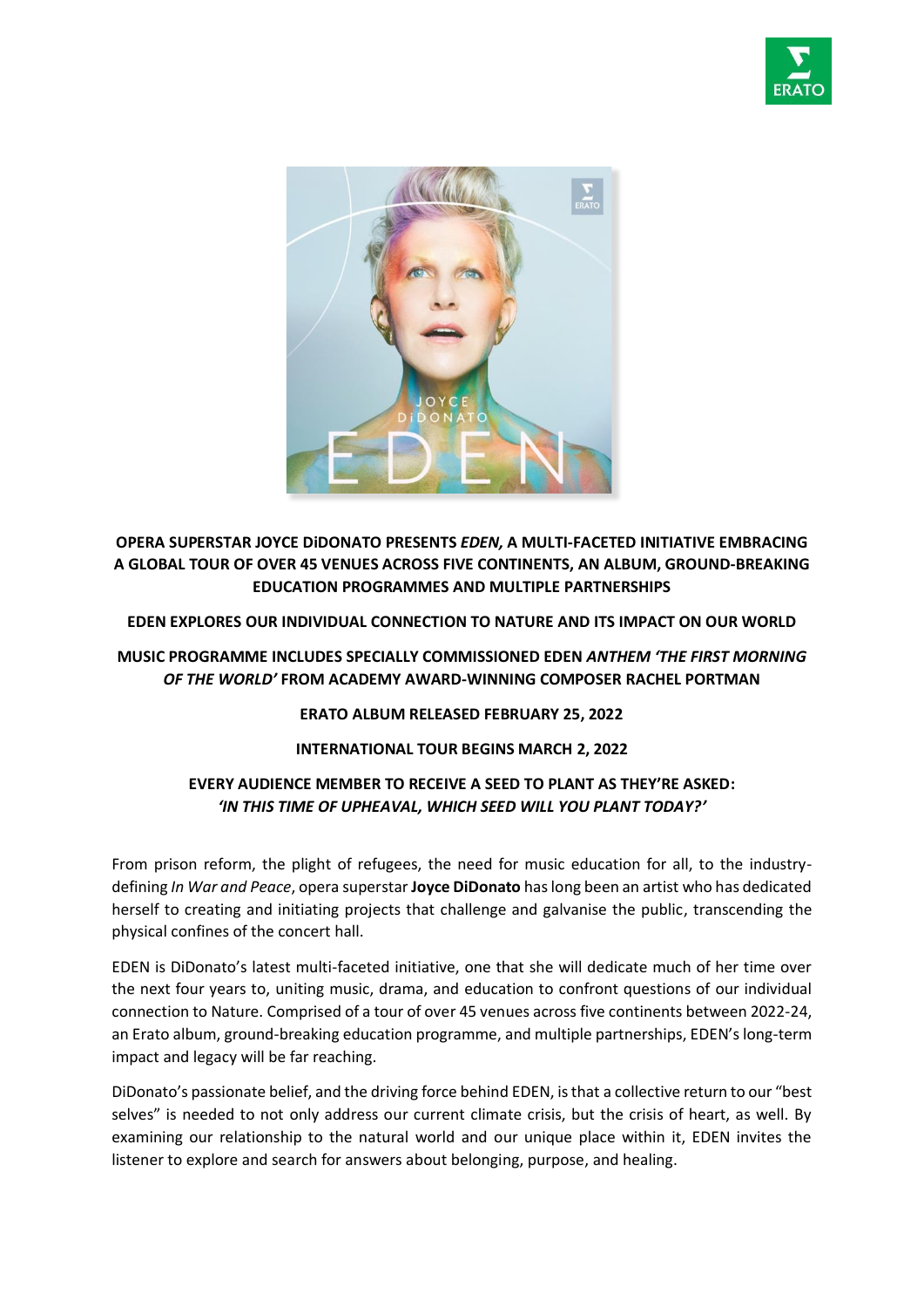**OPERA SUPERSTAR JOYCE DiDONATO PRESENTS *EDEN,* A MULTI-FACETED INITIATIVE EMBRACING A GLOBAL TOUR OF OVER 45 VENUES ACROSS FIVE CONTINENTS, AN ALBUM, GROUND-BREAKING EDUCATION PROGRAMMES AND MULTIPLE PARTNERSHIPS**

**EDEN EXPLORES OUR INDIVIDUAL CONNECTION TO NATURE AND ITS IMPACT ON OUR WORLD**

**MUSIC PROGRAMME INCLUDES SPECIALLY COMMISSIONED EDEN *ANTHEM 'THE FIRST MORNING OF THE WORLD'* FROM ACADEMY AWARD-WINNING COMPOSER RACHEL PORTMAN**

**ERATO ALBUM RELEASED FEBRUARY 25, 2022**

**INTERNATIONAL TOUR BEGINS MARCH 2, 2022**

**EVERY AUDIENCE MEMBER TO RECEIVE A SEED TO PLANT AS THEY'RE ASKED: *'IN THIS TIME OF UPHEAVAL, WHICH SEED WILL YOU PLANT TODAY?'***

From prison reform, the plight of refugees, the need for music education for all, to the industry-defining *In War and Peace*, opera superstar **Joyce DiDonato** has long been an artist who has dedicated herself to creating and initiating projects that challenge and galvanise the public, transcending the physical confines of the concert hall.

EDEN is DiDonato's latest multi-faceted initiative, one that she will dedicate much of her time over the next four years to, uniting music, drama, and education to confront questions of our individual connection to Nature. Comprised of a tour of over 45 venues across five continents between 2022-24, an Erato album, ground-breaking education programme, and multiple partnerships, EDEN's long-term impact and legacy will be far reaching.

DiDonato's passionate belief, and the driving force behind EDEN, is that a collective return to our "best selves" is needed to not only address our current climate crisis, but the crisis of heart, as well. By examining our relationship to the natural world and our unique place within it, EDEN invites the listener to explore and search for answers about belonging, purpose, and healing.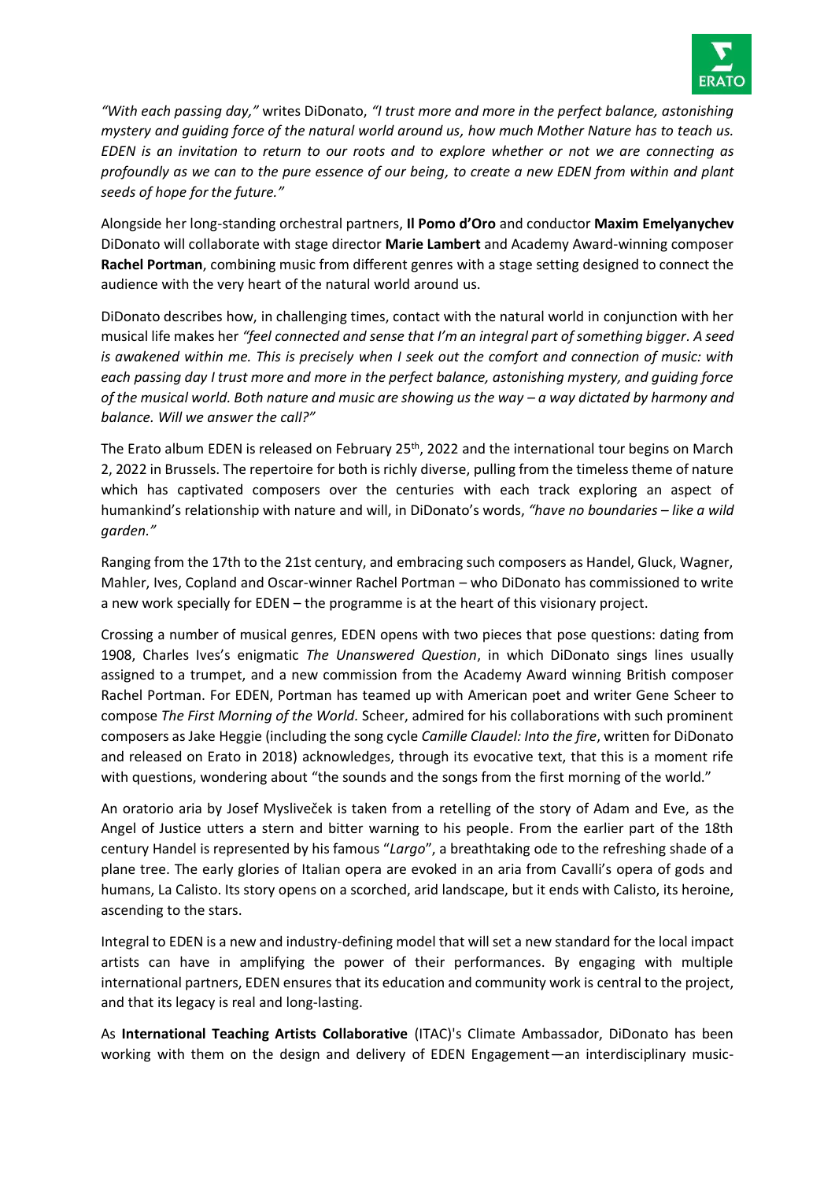*"With each passing day,"* writes DiDonato, *"I trust more and more in the perfect balance, astonishing mystery and guiding force of the natural world around us, how much Mother Nature has to teach us. EDEN is an invitation to return to our roots and to explore whether or not we are connecting as profoundly as we can to the pure essence of our being, to create a new EDEN from within and plant seeds of hope for the future."*

Alongside her long-standing orchestral partners, **Il Pomo d'Oro** and conductor **Maxim Emelyanychev** DiDonato will collaborate with stage director **Marie Lambert** and Academy Award-winning composer **Rachel Portman**, combining music from different genres with a stage setting designed to connect the audience with the very heart of the natural world around us.

DiDonato describes how, in challenging times, contact with the natural world in conjunction with her musical life makes her *"feel connected and sense that I'm an integral part of something bigger. A seed is awakened within me. This is precisely when I seek out the comfort and connection of music: with each passing day I trust more and more in the perfect balance, astonishing mystery, and guiding force of the musical world. Both nature and music are showing us the way – a way dictated by harmony and balance. Will we answer the call?"*

The Erato album EDEN is released on February 25th, 2022 and the international tour begins on March 2, 2022 in Brussels. The repertoire for both is richly diverse, pulling from the timeless theme of nature which has captivated composers over the centuries with each track exploring an aspect of humankind's relationship with nature and will, in DiDonato's words, *"have no boundaries – like a wild garden."*

Ranging from the 17th to the 21st century, and embracing such composers as Handel, Gluck, Wagner, Mahler, Ives, Copland and Oscar-winner Rachel Portman – who DiDonato has commissioned to write a new work specially for EDEN – the programme is at the heart of this visionary project.

Crossing a number of musical genres, EDEN opens with two pieces that pose questions: dating from 1908, Charles Ives's enigmatic *The Unanswered Question*, in which DiDonato sings lines usually assigned to a trumpet, and a new commission from the Academy Award winning British composer Rachel Portman. For EDEN, Portman has teamed up with American poet and writer Gene Scheer to compose *The First Morning of the World.* Scheer, admired for his collaborations with such prominent composers as Jake Heggie (including the song cycle *Camille Claudel: Into the fire*, written for DiDonato and released on Erato in 2018) acknowledges, through its evocative text, that this is a moment rife with questions, wondering about "the sounds and the songs from the first morning of the world."

An oratorio aria by Josef Mysliveček is taken from a retelling of the story of Adam and Eve, as the Angel of Justice utters a stern and bitter warning to his people. From the earlier part of the 18th century Handel is represented by his famous "*Largo*", a breathtaking ode to the refreshing shade of a plane tree. The early glories of Italian opera are evoked in an aria from Cavalli's opera of gods and humans, La Calisto. Its story opens on a scorched, arid landscape, but it ends with Calisto, its heroine, ascending to the stars.

Integral to EDEN is a new and industry-defining model that will set a new standard for the local impact artists can have in amplifying the power of their performances. By engaging with multiple international partners, EDEN ensures that its education and community work is central to the project, and that its legacy is real and long-lasting.

As **International Teaching Artists Collaborative** (ITAC)'s Climate Ambassador, DiDonato has been working with them on the design and delivery of EDEN Engagement—an interdisciplinary music-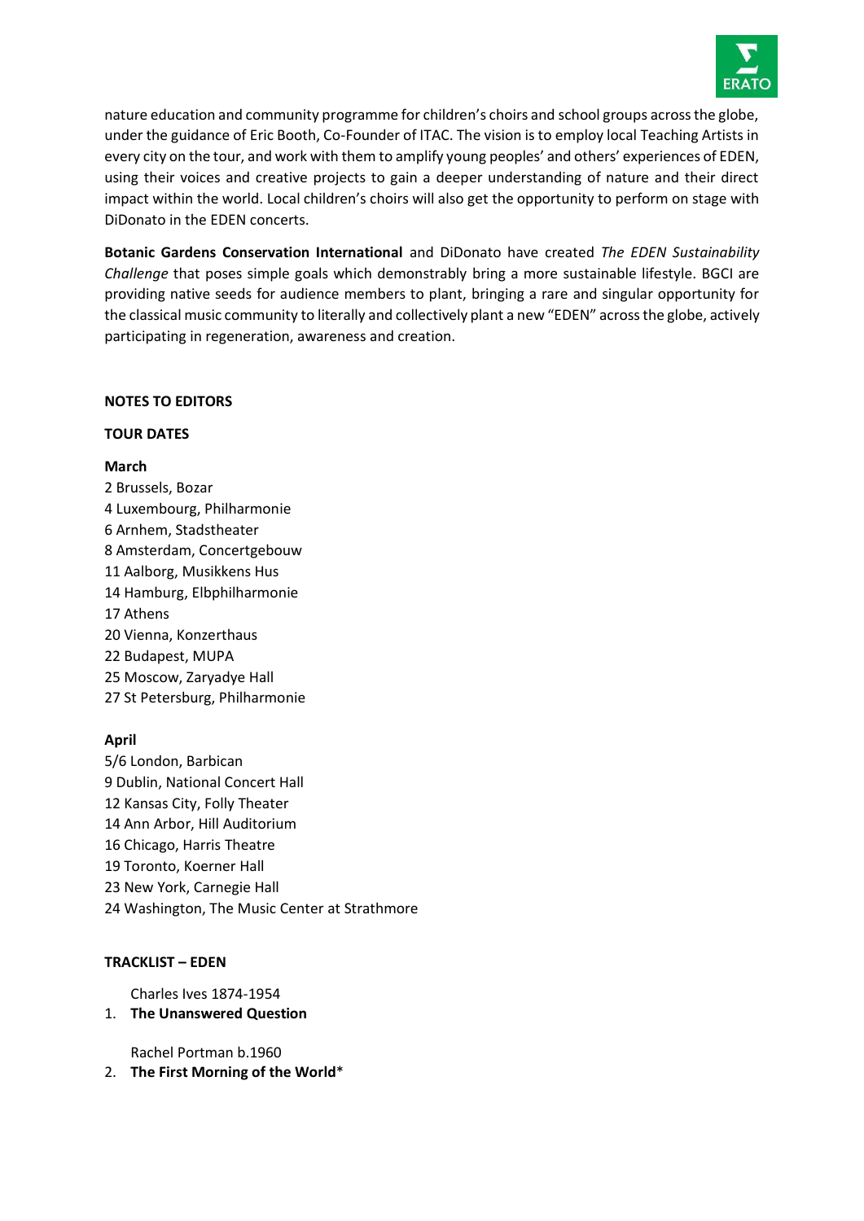nature education and community programme for children's choirs and school groups across the globe, under the guidance of Eric Booth, Co-Founder of ITAC. The vision is to employ local Teaching Artists in every city on the tour, and work with them to amplify young peoples' and others' experiences of EDEN, using their voices and creative projects to gain a deeper understanding of nature and their direct impact within the world. Local children's choirs will also get the opportunity to perform on stage with DiDonato in the EDEN concerts.

**Botanic Gardens Conservation International** and DiDonato have created *The EDEN Sustainability Challenge* that poses simple goals which demonstrably bring a more sustainable lifestyle. BGCI are providing native seeds for audience members to plant, bringing a rare and singular opportunity for the classical music community to literally and collectively plant a new "EDEN" across the globe, actively participating in regeneration, awareness and creation.

**NOTES TO EDITORS**

**TOUR DATES**

**March**

2 Brussels, Bozar
4 Luxembourg, Philharmonie
6 Arnhem, Stadstheater
8 Amsterdam, Concertgebouw
11 Aalborg, Musikkens Hus
14 Hamburg, Elbphilharmonie
17 Athens
20 Vienna, Konzerthaus
22 Budapest, MUPA
25 Moscow, Zaryadye Hall
27 St Petersburg, Philharmonie

**April**

5/6 London, Barbican
9 Dublin, National Concert Hall
12 Kansas City, Folly Theater
14 Ann Arbor, Hill Auditorium
16 Chicago, Harris Theatre
19 Toronto, Koerner Hall
23 New York, Carnegie Hall
24 Washington, The Music Center at Strathmore

**TRACKLIST – EDEN**

Charles Ives 1874-1954

1. **The Unanswered Question**

Rachel Portman b.1960

2. **The First Morning of the World***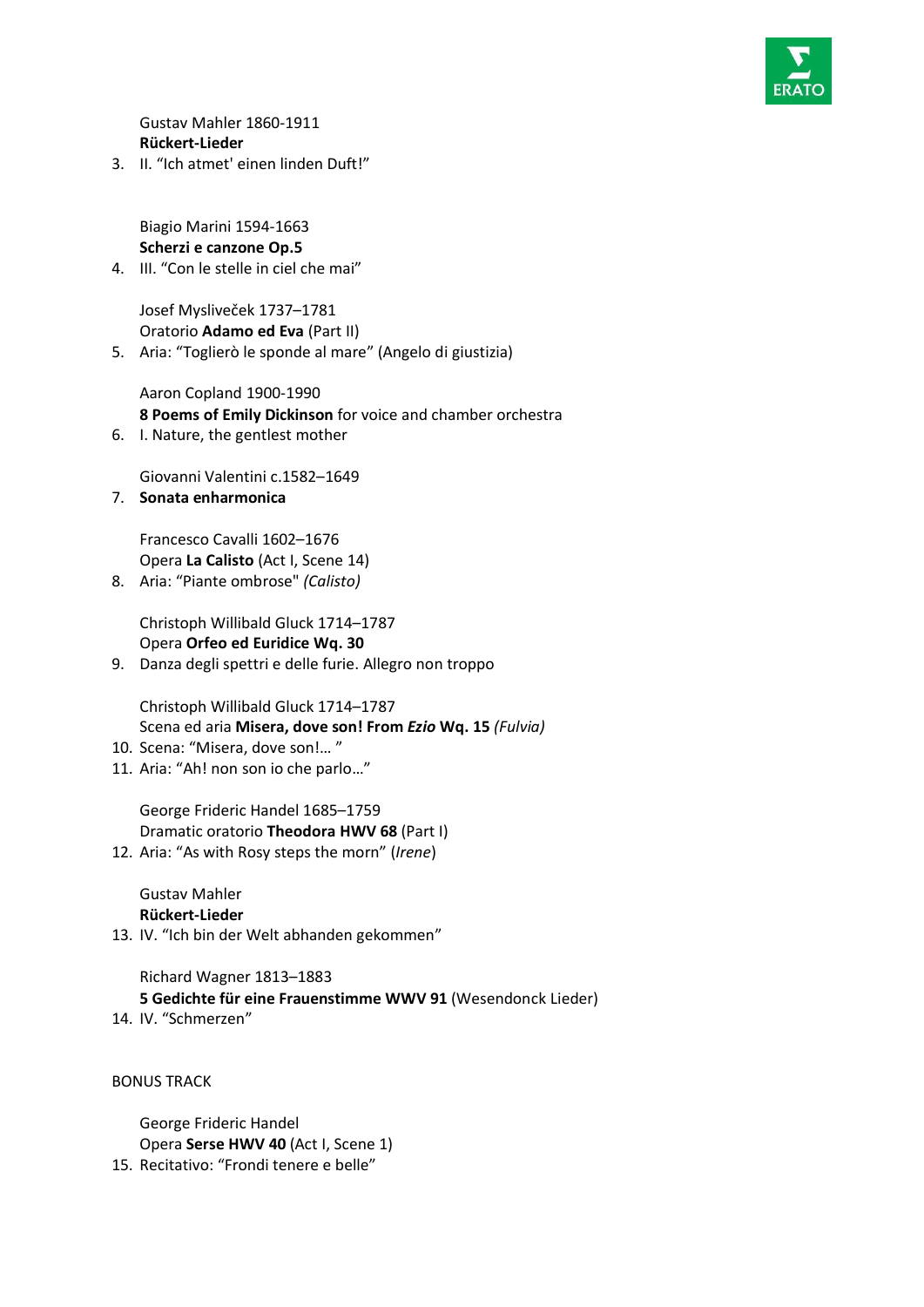Gustav Mahler 1860-1911
**Rückert-Lieder**

3. II. "Ich atmet' einen linden Duft!"

Biagio Marini 1594-1663
**Scherzi e canzone Op.5**

4. III. "Con le stelle in ciel che mai"

Josef Mysliveček 1737–1781
Oratorio **Adamo ed Eva** (Part II)

5. Aria: "Toglierò le sponde al mare" (Angelo di giustizia)

Aaron Copland 1900-1990
**8 Poems of Emily Dickinson** for voice and chamber orchestra

6. I. Nature, the gentlest mother

Giovanni Valentini c.1582–1649

7. **Sonata enharmonica**

Francesco Cavalli 1602–1676
Opera **La Calisto** (Act I, Scene 14)

8. Aria: "Piante ombrose" *(Calisto)*

Christoph Willibald Gluck 1714–1787
Opera **Orfeo ed Euridice Wq. 30**

9. Danza degli spettri e delle furie. Allegro non troppo

Christoph Willibald Gluck 1714–1787
Scena ed aria **Misera, dove son! From *Ezio* Wq. 15** *(Fulvia)*

10. Scena: "Misera, dove son!… "
11. Aria: "Ah! non son io che parlo…"

George Frideric Handel 1685–1759
Dramatic oratorio **Theodora HWV 68** (Part I)

12. Aria: "As with Rosy steps the morn" (*Irene*)

Gustav Mahler
**Rückert-Lieder**

13. IV. "Ich bin der Welt abhanden gekommen"

Richard Wagner 1813–1883
**5 Gedichte für eine Frauenstimme WWV 91** (Wesendonck Lieder)

14. IV. "Schmerzen"

BONUS TRACK

George Frideric Handel
Opera **Serse HWV 40** (Act I, Scene 1)

15. Recitativo: "Frondi tenere e belle"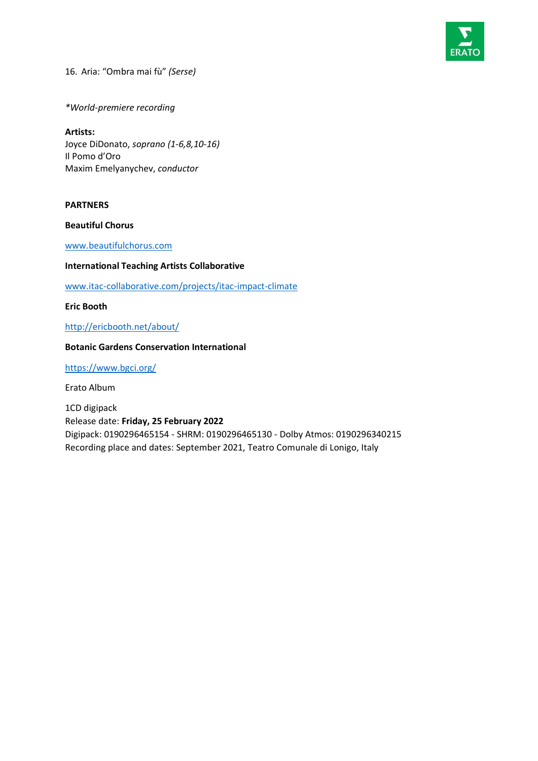16. Aria: "Ombra mai fù" *(Serse)*

**World-premiere recording*

**Artists:**
Joyce DiDonato, *soprano (1-6,8,10-16)*
Il Pomo d'Oro
Maxim Emelyanychev, *conductor*

**PARTNERS**

**Beautiful Chorus**

www.beautifulchorus.com

**International Teaching Artists Collaborative**

www.itac-collaborative.com/projects/itac-impact-climate

**Eric Booth**

http://ericbooth.net/about/

**Botanic Gardens Conservation International**

https://www.bgci.org/

Erato Album

1CD digipack
Release date: **Friday, 25 February 2022**
Digipack: 0190296465154 - SHRM: 0190296465130 - Dolby Atmos: 0190296340215
Recording place and dates: September 2021, Teatro Comunale di Lonigo, Italy